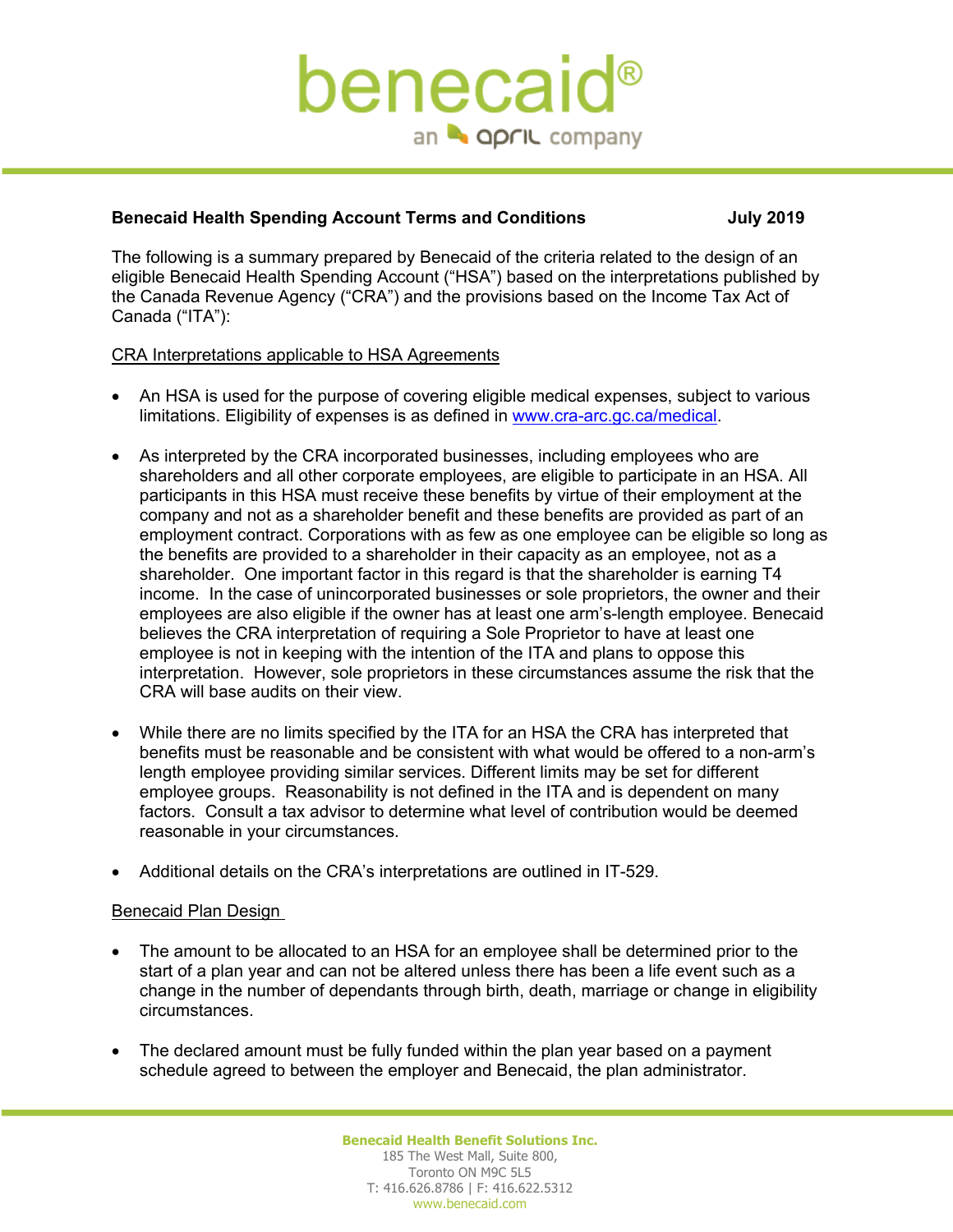benecaid®

an april company

**Benecaid Health Spending Account Terms and Conditions** **July 2019**

The following is a summary prepared by Benecaid of the criteria related to the design of an eligible Benecaid Health Spending Account ("HSA") based on the interpretations published by the Canada Revenue Agency ("CRA") and the provisions based on the Income Tax Act of Canada ("ITA"):

CRA Interpretations applicable to HSA Agreements

- An HSA is used for the purpose of covering eligible medical expenses, subject to various limitations. Eligibility of expenses is as defined in [www.cra-arc.gc.ca/medical](www.cra-arc.gc.ca/medical).

- As interpreted by the CRA incorporated businesses, including employees who are shareholders and all other corporate employees, are eligible to participate in an HSA. All participants in this HSA must receive these benefits by virtue of their employment at the company and not as a shareholder benefit and these benefits are provided as part of an employment contract. Corporations with as few as one employee can be eligible so long as the benefits are provided to a shareholder in their capacity as an employee, not as a shareholder. One important factor in this regard is that the shareholder is earning T4 income. In the case of unincorporated businesses or sole proprietors, the owner and their employees are also eligible if the owner has at least one arm's-length employee. Benecaid believes the CRA interpretation of requiring a Sole Proprietor to have at least one employee is not in keeping with the intention of the ITA and plans to oppose this interpretation. However, sole proprietors in these circumstances assume the risk that the CRA will base audits on their view.

- While there are no limits specified by the ITA for an HSA the CRA has interpreted that benefits must be reasonable and be consistent with what would be offered to a non-arm's length employee providing similar services. Different limits may be set for different employee groups. Reasonability is not defined in the ITA and is dependent on many factors. Consult a tax advisor to determine what level of contribution would be deemed reasonable in your circumstances.

- Additional details on the CRA's interpretations are outlined in IT-529.

Benecaid Plan Design

- The amount to be allocated to an HSA for an employee shall be determined prior to the start of a plan year and can not be altered unless there has been a life event such as a change in the number of dependants through birth, death, marriage or change in eligibility circumstances.

- The declared amount must be fully funded within the plan year based on a payment schedule agreed to between the employer and Benecaid, the plan administrator.

**Benecaid Health Benefit Solutions Inc.**
185 The West Mall, Suite 800,
Toronto ON M9C 5L5
T: 416.626.8786 | F: 416.622.5312
www.benecaid.com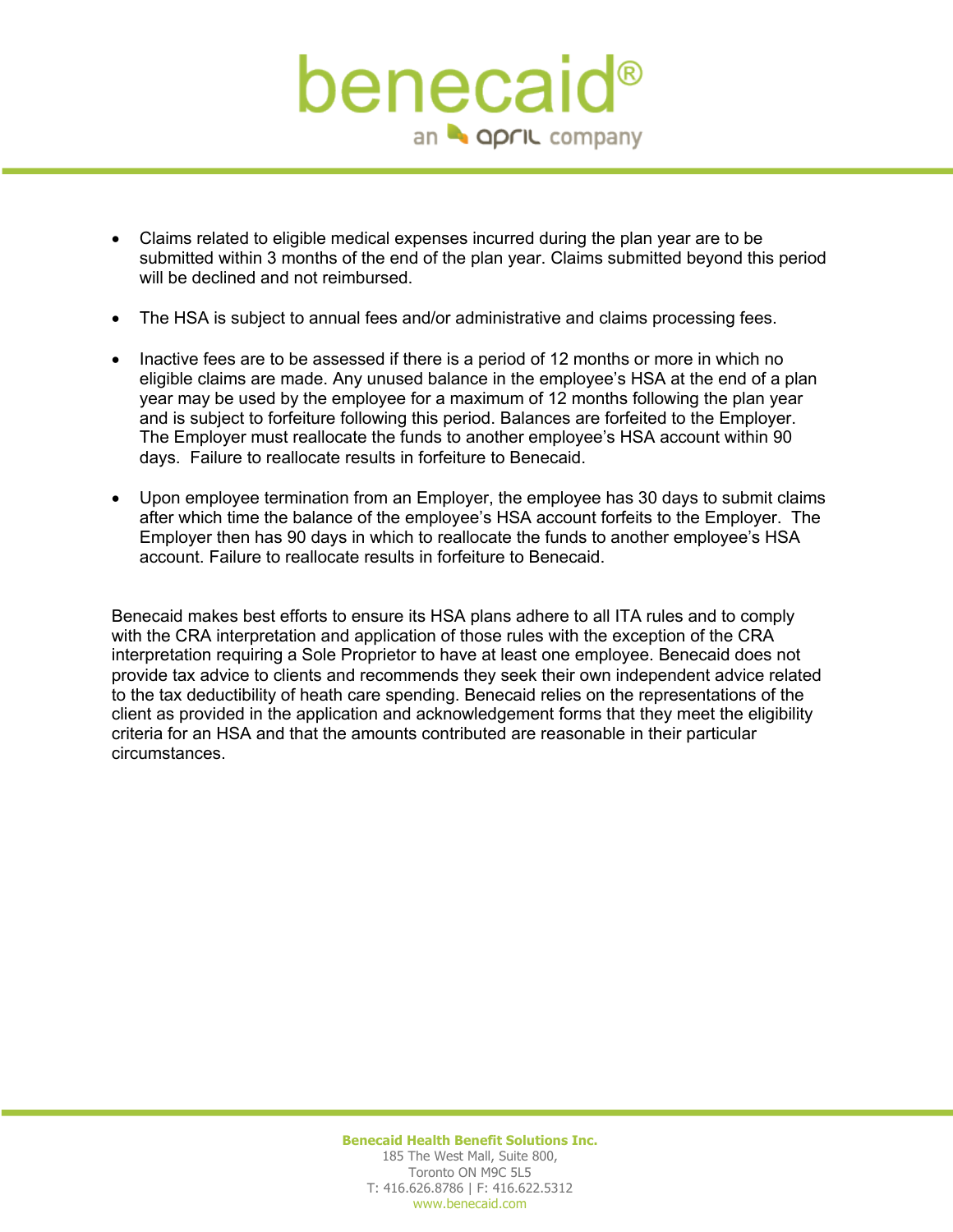- Claims related to eligible medical expenses incurred during the plan year are to be submitted within 3 months of the end of the plan year. Claims submitted beyond this period will be declined and not reimbursed.

- The HSA is subject to annual fees and/or administrative and claims processing fees.

- Inactive fees are to be assessed if there is a period of 12 months or more in which no eligible claims are made. Any unused balance in the employee's HSA at the end of a plan year may be used by the employee for a maximum of 12 months following the plan year and is subject to forfeiture following this period. Balances are forfeited to the Employer. The Employer must reallocate the funds to another employee's HSA account within 90 days. Failure to reallocate results in forfeiture to Benecaid.

- Upon employee termination from an Employer, the employee has 30 days to submit claims after which time the balance of the employee's HSA account forfeits to the Employer. The Employer then has 90 days in which to reallocate the funds to another employee's HSA account. Failure to reallocate results in forfeiture to Benecaid.

Benecaid makes best efforts to ensure its HSA plans adhere to all ITA rules and to comply with the CRA interpretation and application of those rules with the exception of the CRA interpretation requiring a Sole Proprietor to have at least one employee. Benecaid does not provide tax advice to clients and recommends they seek their own independent advice related to the tax deductibility of heath care spending. Benecaid relies on the representations of the client as provided in the application and acknowledgement forms that they meet the eligibility criteria for an HSA and that the amounts contributed are reasonable in their particular circumstances.